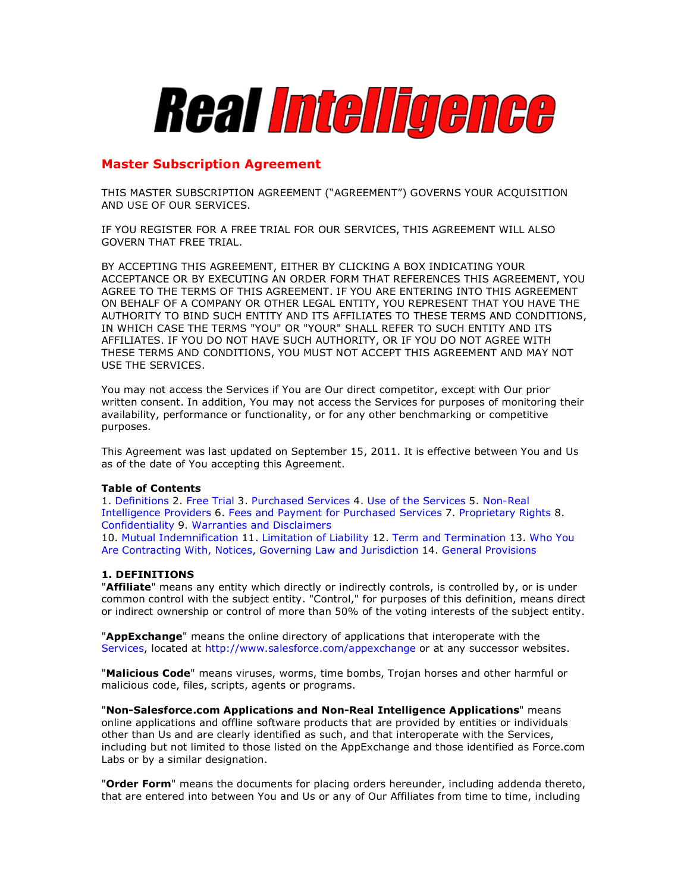# Real Intelligence

## Master Subscription Agreement

THIS MASTER SUBSCRIPTION AGREEMENT ("AGREEMENT") GOVERNS YOUR ACQUISITION AND USE OF OUR SERVICES.

IF YOU REGISTER FOR A FREE TRIAL FOR OUR SERVICES, THIS AGREEMENT WILL ALSO GOVERN THAT FREE TRIAL.

BY ACCEPTING THIS AGREEMENT, EITHER BY CLICKING A BOX INDICATING YOUR ACCEPTANCE OR BY EXECUTING AN ORDER FORM THAT REFERENCES THIS AGREEMENT, YOU AGREE TO THE TERMS OF THIS AGREEMENT. IF YOU ARE ENTERING INTO THIS AGREEMENT ON BEHALF OF A COMPANY OR OTHER LEGAL ENTITY, YOU REPRESENT THAT YOU HAVE THE AUTHORITY TO BIND SUCH ENTITY AND ITS AFFILIATES TO THESE TERMS AND CONDITIONS, IN WHICH CASE THE TERMS "YOU" OR "YOUR" SHALL REFER TO SUCH ENTITY AND ITS AFFILIATES. IF YOU DO NOT HAVE SUCH AUTHORITY, OR IF YOU DO NOT AGREE WITH THESE TERMS AND CONDITIONS, YOU MUST NOT ACCEPT THIS AGREEMENT AND MAY NOT USE THE SERVICES.

You may not access the Services if You are Our direct competitor, except with Our prior written consent. In addition, You may not access the Services for purposes of monitoring their availability, performance or functionality, or for any other benchmarking or competitive purposes.

This Agreement was last updated on September 15, 2011. It is effective between You and Us as of the date of You accepting this Agreement.

**Table of Contents**
1. Definitions 2. Free Trial 3. Purchased Services 4. Use of the Services 5. Non-Real Intelligence Providers 6. Fees and Payment for Purchased Services 7. Proprietary Rights 8. Confidentiality 9. Warranties and Disclaimers
10. Mutual Indemnification 11. Limitation of Liability 12. Term and Termination 13. Who You Are Contracting With, Notices, Governing Law and Jurisdiction 14. General Provisions

**1. DEFINITIONS**
"**Affiliate**" means any entity which directly or indirectly controls, is controlled by, or is under common control with the subject entity. "Control," for purposes of this definition, means direct or indirect ownership or control of more than 50% of the voting interests of the subject entity.

"**AppExchange**" means the online directory of applications that interoperate with the Services, located at http://www.salesforce.com/appexchange or at any successor websites.

"**Malicious Code**" means viruses, worms, time bombs, Trojan horses and other harmful or malicious code, files, scripts, agents or programs.

"**Non-Salesforce.com Applications and Non-Real Intelligence Applications**" means online applications and offline software products that are provided by entities or individuals other than Us and are clearly identified as such, and that interoperate with the Services, including but not limited to those listed on the AppExchange and those identified as Force.com Labs or by a similar designation.

"**Order Form**" means the documents for placing orders hereunder, including addenda thereto, that are entered into between You and Us or any of Our Affiliates from time to time, including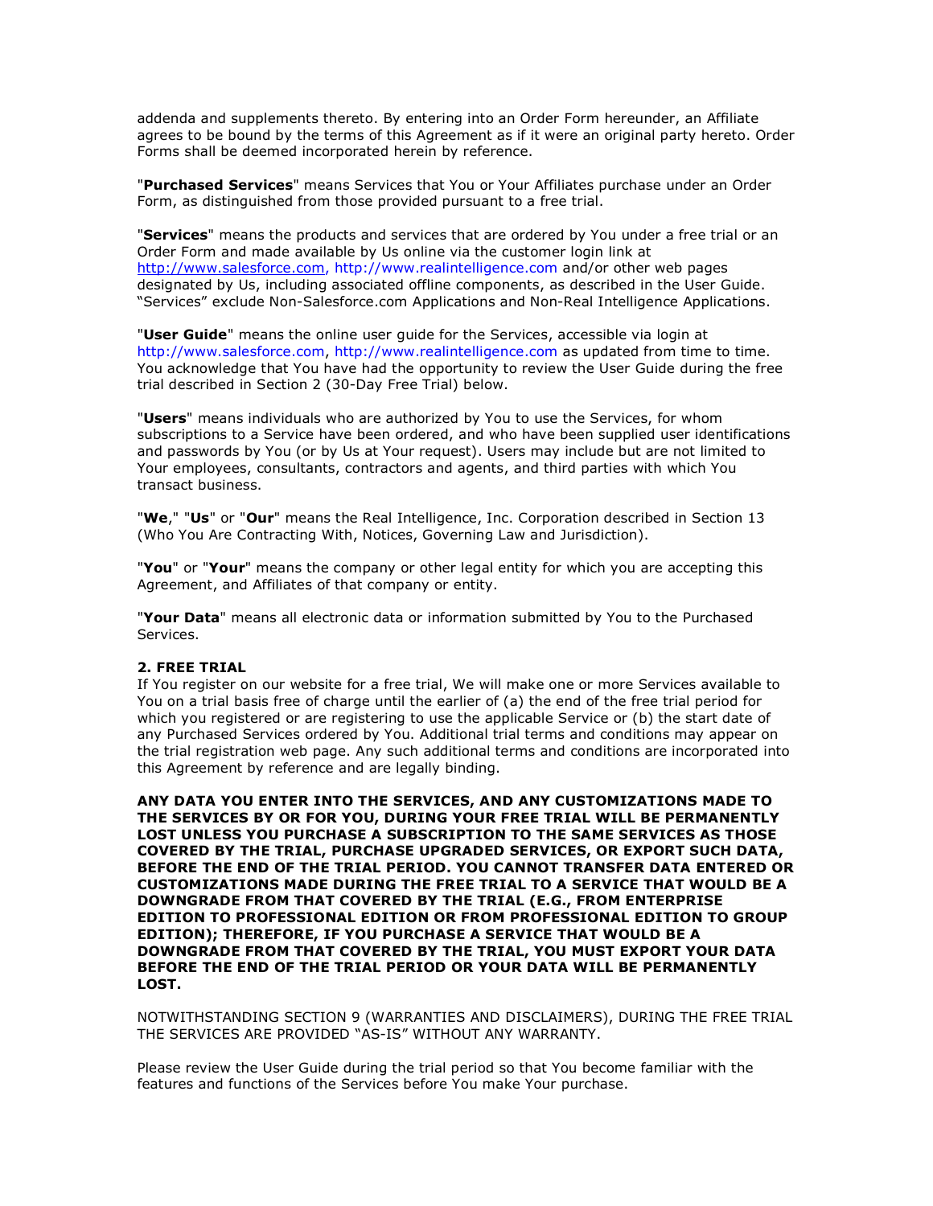addenda and supplements thereto. By entering into an Order Form hereunder, an Affiliate agrees to be bound by the terms of this Agreement as if it were an original party hereto. Order Forms shall be deemed incorporated herein by reference.

"**Purchased Services**" means Services that You or Your Affiliates purchase under an Order Form, as distinguished from those provided pursuant to a free trial.

"**Services**" means the products and services that are ordered by You under a free trial or an Order Form and made available by Us online via the customer login link at http://www.salesforce.com, http://www.realintelligence.com and/or other web pages designated by Us, including associated offline components, as described in the User Guide. "Services" exclude Non-Salesforce.com Applications and Non-Real Intelligence Applications.

"**User Guide**" means the online user guide for the Services, accessible via login at http://www.salesforce.com, http://www.realintelligence.com as updated from time to time. You acknowledge that You have had the opportunity to review the User Guide during the free trial described in Section 2 (30-Day Free Trial) below.

"**Users**" means individuals who are authorized by You to use the Services, for whom subscriptions to a Service have been ordered, and who have been supplied user identifications and passwords by You (or by Us at Your request). Users may include but are not limited to Your employees, consultants, contractors and agents, and third parties with which You transact business.

"**We**," "**Us**" or "**Our**" means the Real Intelligence, Inc. Corporation described in Section 13 (Who You Are Contracting With, Notices, Governing Law and Jurisdiction).

"**You**" or "**Your**" means the company or other legal entity for which you are accepting this Agreement, and Affiliates of that company or entity.

"**Your Data**" means all electronic data or information submitted by You to the Purchased Services.

**2. FREE TRIAL**

If You register on our website for a free trial, We will make one or more Services available to You on a trial basis free of charge until the earlier of (a) the end of the free trial period for which you registered or are registering to use the applicable Service or (b) the start date of any Purchased Services ordered by You. Additional trial terms and conditions may appear on the trial registration web page. Any such additional terms and conditions are incorporated into this Agreement by reference and are legally binding.

**ANY DATA YOU ENTER INTO THE SERVICES, AND ANY CUSTOMIZATIONS MADE TO THE SERVICES BY OR FOR YOU, DURING YOUR FREE TRIAL WILL BE PERMANENTLY LOST UNLESS YOU PURCHASE A SUBSCRIPTION TO THE SAME SERVICES AS THOSE COVERED BY THE TRIAL, PURCHASE UPGRADED SERVICES, OR EXPORT SUCH DATA, BEFORE THE END OF THE TRIAL PERIOD. YOU CANNOT TRANSFER DATA ENTERED OR CUSTOMIZATIONS MADE DURING THE FREE TRIAL TO A SERVICE THAT WOULD BE A DOWNGRADE FROM THAT COVERED BY THE TRIAL (E.G., FROM ENTERPRISE EDITION TO PROFESSIONAL EDITION OR FROM PROFESSIONAL EDITION TO GROUP EDITION); THEREFORE, IF YOU PURCHASE A SERVICE THAT WOULD BE A DOWNGRADE FROM THAT COVERED BY THE TRIAL, YOU MUST EXPORT YOUR DATA BEFORE THE END OF THE TRIAL PERIOD OR YOUR DATA WILL BE PERMANENTLY LOST.**

NOTWITHSTANDING SECTION 9 (WARRANTIES AND DISCLAIMERS), DURING THE FREE TRIAL THE SERVICES ARE PROVIDED "AS-IS" WITHOUT ANY WARRANTY.

Please review the User Guide during the trial period so that You become familiar with the features and functions of the Services before You make Your purchase.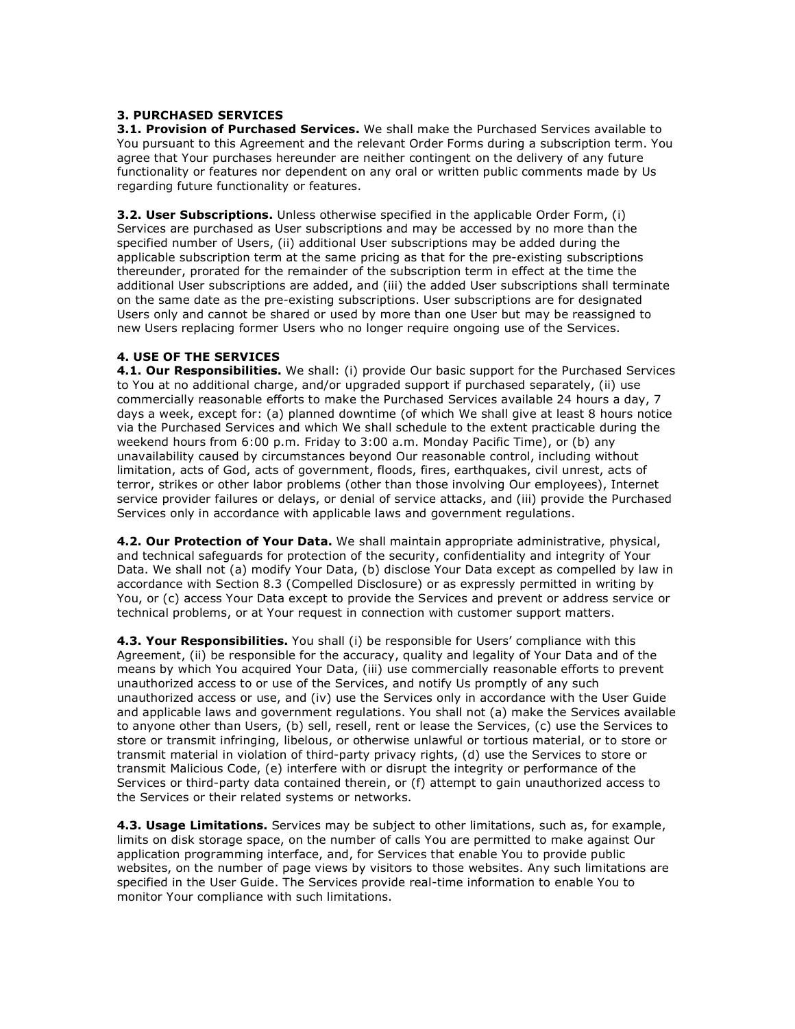## 3. PURCHASED SERVICES

**3.1. Provision of Purchased Services.** We shall make the Purchased Services available to You pursuant to this Agreement and the relevant Order Forms during a subscription term. You agree that Your purchases hereunder are neither contingent on the delivery of any future functionality or features nor dependent on any oral or written public comments made by Us regarding future functionality or features.

**3.2. User Subscriptions.** Unless otherwise specified in the applicable Order Form, (i) Services are purchased as User subscriptions and may be accessed by no more than the specified number of Users, (ii) additional User subscriptions may be added during the applicable subscription term at the same pricing as that for the pre-existing subscriptions thereunder, prorated for the remainder of the subscription term in effect at the time the additional User subscriptions are added, and (iii) the added User subscriptions shall terminate on the same date as the pre-existing subscriptions. User subscriptions are for designated Users only and cannot be shared or used by more than one User but may be reassigned to new Users replacing former Users who no longer require ongoing use of the Services.

## 4. USE OF THE SERVICES

**4.1. Our Responsibilities.** We shall: (i) provide Our basic support for the Purchased Services to You at no additional charge, and/or upgraded support if purchased separately, (ii) use commercially reasonable efforts to make the Purchased Services available 24 hours a day, 7 days a week, except for: (a) planned downtime (of which We shall give at least 8 hours notice via the Purchased Services and which We shall schedule to the extent practicable during the weekend hours from 6:00 p.m. Friday to 3:00 a.m. Monday Pacific Time), or (b) any unavailability caused by circumstances beyond Our reasonable control, including without limitation, acts of God, acts of government, floods, fires, earthquakes, civil unrest, acts of terror, strikes or other labor problems (other than those involving Our employees), Internet service provider failures or delays, or denial of service attacks, and (iii) provide the Purchased Services only in accordance with applicable laws and government regulations.

**4.2. Our Protection of Your Data.** We shall maintain appropriate administrative, physical, and technical safeguards for protection of the security, confidentiality and integrity of Your Data. We shall not (a) modify Your Data, (b) disclose Your Data except as compelled by law in accordance with Section 8.3 (Compelled Disclosure) or as expressly permitted in writing by You, or (c) access Your Data except to provide the Services and prevent or address service or technical problems, or at Your request in connection with customer support matters.

**4.3. Your Responsibilities.** You shall (i) be responsible for Users' compliance with this Agreement, (ii) be responsible for the accuracy, quality and legality of Your Data and of the means by which You acquired Your Data, (iii) use commercially reasonable efforts to prevent unauthorized access to or use of the Services, and notify Us promptly of any such unauthorized access or use, and (iv) use the Services only in accordance with the User Guide and applicable laws and government regulations. You shall not (a) make the Services available to anyone other than Users, (b) sell, resell, rent or lease the Services, (c) use the Services to store or transmit infringing, libelous, or otherwise unlawful or tortious material, or to store or transmit material in violation of third-party privacy rights, (d) use the Services to store or transmit Malicious Code, (e) interfere with or disrupt the integrity or performance of the Services or third-party data contained therein, or (f) attempt to gain unauthorized access to the Services or their related systems or networks.

**4.3. Usage Limitations.** Services may be subject to other limitations, such as, for example, limits on disk storage space, on the number of calls You are permitted to make against Our application programming interface, and, for Services that enable You to provide public websites, on the number of page views by visitors to those websites. Any such limitations are specified in the User Guide. The Services provide real-time information to enable You to monitor Your compliance with such limitations.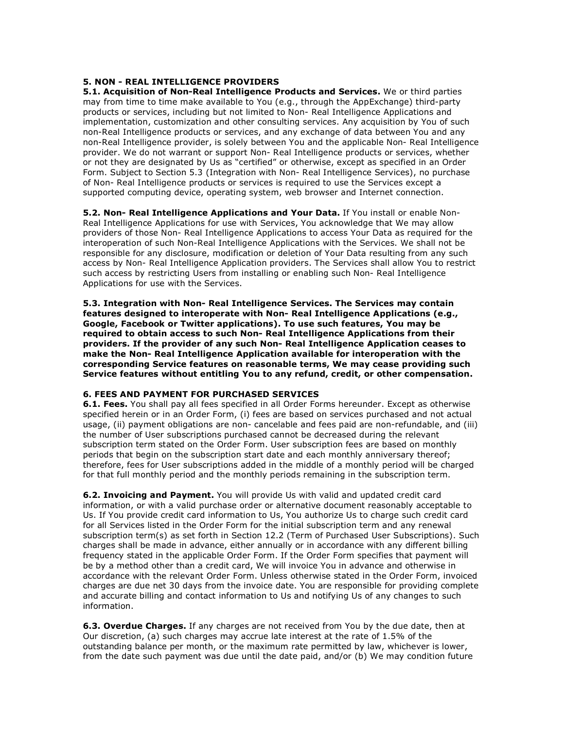**5. NON - REAL INTELLIGENCE PROVIDERS**

**5.1. Acquisition of Non-Real Intelligence Products and Services.** We or third parties may from time to time make available to You (e.g., through the AppExchange) third-party products or services, including but not limited to Non- Real Intelligence Applications and implementation, customization and other consulting services. Any acquisition by You of such non-Real Intelligence products or services, and any exchange of data between You and any non-Real Intelligence provider, is solely between You and the applicable Non- Real Intelligence provider. We do not warrant or support Non- Real Intelligence products or services, whether or not they are designated by Us as "certified" or otherwise, except as specified in an Order Form. Subject to Section 5.3 (Integration with Non- Real Intelligence Services), no purchase of Non- Real Intelligence products or services is required to use the Services except a supported computing device, operating system, web browser and Internet connection.

**5.2. Non- Real Intelligence Applications and Your Data.** If You install or enable Non-Real Intelligence Applications for use with Services, You acknowledge that We may allow providers of those Non- Real Intelligence Applications to access Your Data as required for the interoperation of such Non-Real Intelligence Applications with the Services. We shall not be responsible for any disclosure, modification or deletion of Your Data resulting from any such access by Non- Real Intelligence Application providers. The Services shall allow You to restrict such access by restricting Users from installing or enabling such Non- Real Intelligence Applications for use with the Services.

**5.3. Integration with Non- Real Intelligence Services. The Services may contain features designed to interoperate with Non- Real Intelligence Applications (e.g., Google, Facebook or Twitter applications). To use such features, You may be required to obtain access to such Non- Real Intelligence Applications from their providers. If the provider of any such Non- Real Intelligence Application ceases to make the Non- Real Intelligence Application available for interoperation with the corresponding Service features on reasonable terms, We may cease providing such Service features without entitling You to any refund, credit, or other compensation.**

**6. FEES AND PAYMENT FOR PURCHASED SERVICES**

**6.1. Fees.** You shall pay all fees specified in all Order Forms hereunder. Except as otherwise specified herein or in an Order Form, (i) fees are based on services purchased and not actual usage, (ii) payment obligations are non- cancelable and fees paid are non-refundable, and (iii) the number of User subscriptions purchased cannot be decreased during the relevant subscription term stated on the Order Form. User subscription fees are based on monthly periods that begin on the subscription start date and each monthly anniversary thereof; therefore, fees for User subscriptions added in the middle of a monthly period will be charged for that full monthly period and the monthly periods remaining in the subscription term.

**6.2. Invoicing and Payment.** You will provide Us with valid and updated credit card information, or with a valid purchase order or alternative document reasonably acceptable to Us. If You provide credit card information to Us, You authorize Us to charge such credit card for all Services listed in the Order Form for the initial subscription term and any renewal subscription term(s) as set forth in Section 12.2 (Term of Purchased User Subscriptions). Such charges shall be made in advance, either annually or in accordance with any different billing frequency stated in the applicable Order Form. If the Order Form specifies that payment will be by a method other than a credit card, We will invoice You in advance and otherwise in accordance with the relevant Order Form. Unless otherwise stated in the Order Form, invoiced charges are due net 30 days from the invoice date. You are responsible for providing complete and accurate billing and contact information to Us and notifying Us of any changes to such information.

**6.3. Overdue Charges.** If any charges are not received from You by the due date, then at Our discretion, (a) such charges may accrue late interest at the rate of 1.5% of the outstanding balance per month, or the maximum rate permitted by law, whichever is lower, from the date such payment was due until the date paid, and/or (b) We may condition future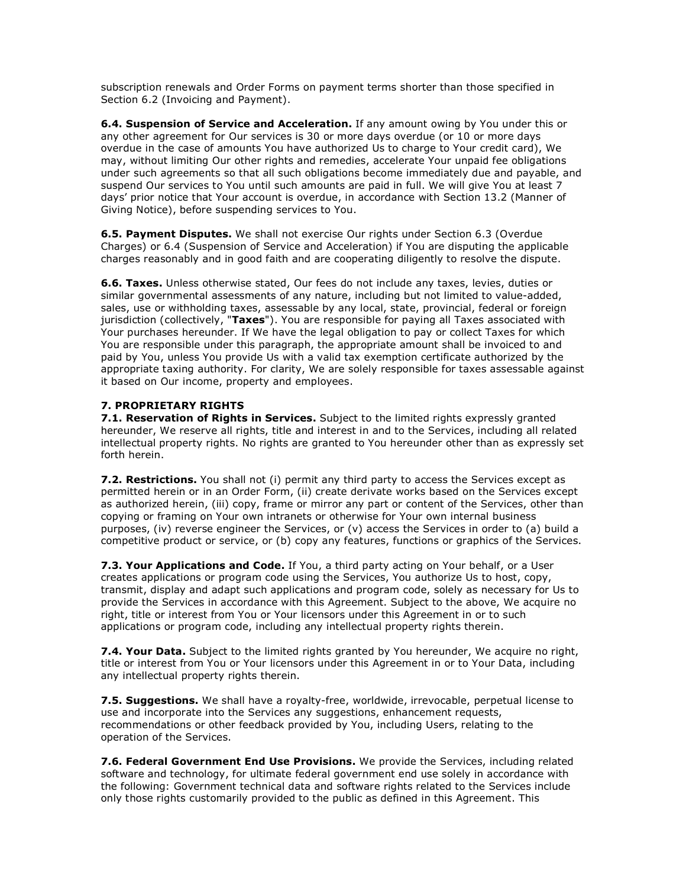subscription renewals and Order Forms on payment terms shorter than those specified in Section 6.2 (Invoicing and Payment).

**6.4. Suspension of Service and Acceleration.** If any amount owing by You under this or any other agreement for Our services is 30 or more days overdue (or 10 or more days overdue in the case of amounts You have authorized Us to charge to Your credit card), We may, without limiting Our other rights and remedies, accelerate Your unpaid fee obligations under such agreements so that all such obligations become immediately due and payable, and suspend Our services to You until such amounts are paid in full. We will give You at least 7 days' prior notice that Your account is overdue, in accordance with Section 13.2 (Manner of Giving Notice), before suspending services to You.

**6.5. Payment Disputes.** We shall not exercise Our rights under Section 6.3 (Overdue Charges) or 6.4 (Suspension of Service and Acceleration) if You are disputing the applicable charges reasonably and in good faith and are cooperating diligently to resolve the dispute.

**6.6. Taxes.** Unless otherwise stated, Our fees do not include any taxes, levies, duties or similar governmental assessments of any nature, including but not limited to value-added, sales, use or withholding taxes, assessable by any local, state, provincial, federal or foreign jurisdiction (collectively, "**Taxes**"). You are responsible for paying all Taxes associated with Your purchases hereunder. If We have the legal obligation to pay or collect Taxes for which You are responsible under this paragraph, the appropriate amount shall be invoiced to and paid by You, unless You provide Us with a valid tax exemption certificate authorized by the appropriate taxing authority. For clarity, We are solely responsible for taxes assessable against it based on Our income, property and employees.

**7. PROPRIETARY RIGHTS**

**7.1. Reservation of Rights in Services.** Subject to the limited rights expressly granted hereunder, We reserve all rights, title and interest in and to the Services, including all related intellectual property rights. No rights are granted to You hereunder other than as expressly set forth herein.

**7.2. Restrictions.** You shall not (i) permit any third party to access the Services except as permitted herein or in an Order Form, (ii) create derivate works based on the Services except as authorized herein, (iii) copy, frame or mirror any part or content of the Services, other than copying or framing on Your own intranets or otherwise for Your own internal business purposes, (iv) reverse engineer the Services, or (v) access the Services in order to (a) build a competitive product or service, or (b) copy any features, functions or graphics of the Services.

**7.3. Your Applications and Code.** If You, a third party acting on Your behalf, or a User creates applications or program code using the Services, You authorize Us to host, copy, transmit, display and adapt such applications and program code, solely as necessary for Us to provide the Services in accordance with this Agreement. Subject to the above, We acquire no right, title or interest from You or Your licensors under this Agreement in or to such applications or program code, including any intellectual property rights therein.

**7.4. Your Data.** Subject to the limited rights granted by You hereunder, We acquire no right, title or interest from You or Your licensors under this Agreement in or to Your Data, including any intellectual property rights therein.

**7.5. Suggestions.** We shall have a royalty-free, worldwide, irrevocable, perpetual license to use and incorporate into the Services any suggestions, enhancement requests, recommendations or other feedback provided by You, including Users, relating to the operation of the Services.

**7.6. Federal Government End Use Provisions.** We provide the Services, including related software and technology, for ultimate federal government end use solely in accordance with the following: Government technical data and software rights related to the Services include only those rights customarily provided to the public as defined in this Agreement. This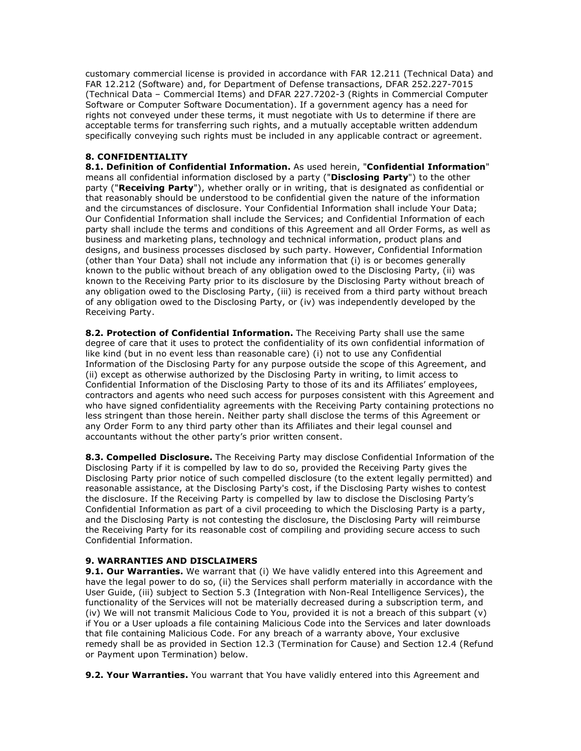customary commercial license is provided in accordance with FAR 12.211 (Technical Data) and FAR 12.212 (Software) and, for Department of Defense transactions, DFAR 252.227-7015 (Technical Data – Commercial Items) and DFAR 227.7202-3 (Rights in Commercial Computer Software or Computer Software Documentation). If a government agency has a need for rights not conveyed under these terms, it must negotiate with Us to determine if there are acceptable terms for transferring such rights, and a mutually acceptable written addendum specifically conveying such rights must be included in any applicable contract or agreement.

**8. CONFIDENTIALITY**

**8.1. Definition of Confidential Information.** As used herein, "**Confidential Information**" means all confidential information disclosed by a party ("**Disclosing Party**") to the other party ("**Receiving Party**"), whether orally or in writing, that is designated as confidential or that reasonably should be understood to be confidential given the nature of the information and the circumstances of disclosure. Your Confidential Information shall include Your Data; Our Confidential Information shall include the Services; and Confidential Information of each party shall include the terms and conditions of this Agreement and all Order Forms, as well as business and marketing plans, technology and technical information, product plans and designs, and business processes disclosed by such party. However, Confidential Information (other than Your Data) shall not include any information that (i) is or becomes generally known to the public without breach of any obligation owed to the Disclosing Party, (ii) was known to the Receiving Party prior to its disclosure by the Disclosing Party without breach of any obligation owed to the Disclosing Party, (iii) is received from a third party without breach of any obligation owed to the Disclosing Party, or (iv) was independently developed by the Receiving Party.

**8.2. Protection of Confidential Information.** The Receiving Party shall use the same degree of care that it uses to protect the confidentiality of its own confidential information of like kind (but in no event less than reasonable care) (i) not to use any Confidential Information of the Disclosing Party for any purpose outside the scope of this Agreement, and (ii) except as otherwise authorized by the Disclosing Party in writing, to limit access to Confidential Information of the Disclosing Party to those of its and its Affiliates' employees, contractors and agents who need such access for purposes consistent with this Agreement and who have signed confidentiality agreements with the Receiving Party containing protections no less stringent than those herein. Neither party shall disclose the terms of this Agreement or any Order Form to any third party other than its Affiliates and their legal counsel and accountants without the other party's prior written consent.

**8.3. Compelled Disclosure.** The Receiving Party may disclose Confidential Information of the Disclosing Party if it is compelled by law to do so, provided the Receiving Party gives the Disclosing Party prior notice of such compelled disclosure (to the extent legally permitted) and reasonable assistance, at the Disclosing Party's cost, if the Disclosing Party wishes to contest the disclosure. If the Receiving Party is compelled by law to disclose the Disclosing Party's Confidential Information as part of a civil proceeding to which the Disclosing Party is a party, and the Disclosing Party is not contesting the disclosure, the Disclosing Party will reimburse the Receiving Party for its reasonable cost of compiling and providing secure access to such Confidential Information.

**9. WARRANTIES AND DISCLAIMERS**

**9.1. Our Warranties.** We warrant that (i) We have validly entered into this Agreement and have the legal power to do so, (ii) the Services shall perform materially in accordance with the User Guide, (iii) subject to Section 5.3 (Integration with Non-Real Intelligence Services), the functionality of the Services will not be materially decreased during a subscription term, and (iv) We will not transmit Malicious Code to You, provided it is not a breach of this subpart (v) if You or a User uploads a file containing Malicious Code into the Services and later downloads that file containing Malicious Code. For any breach of a warranty above, Your exclusive remedy shall be as provided in Section 12.3 (Termination for Cause) and Section 12.4 (Refund or Payment upon Termination) below.

**9.2. Your Warranties.** You warrant that You have validly entered into this Agreement and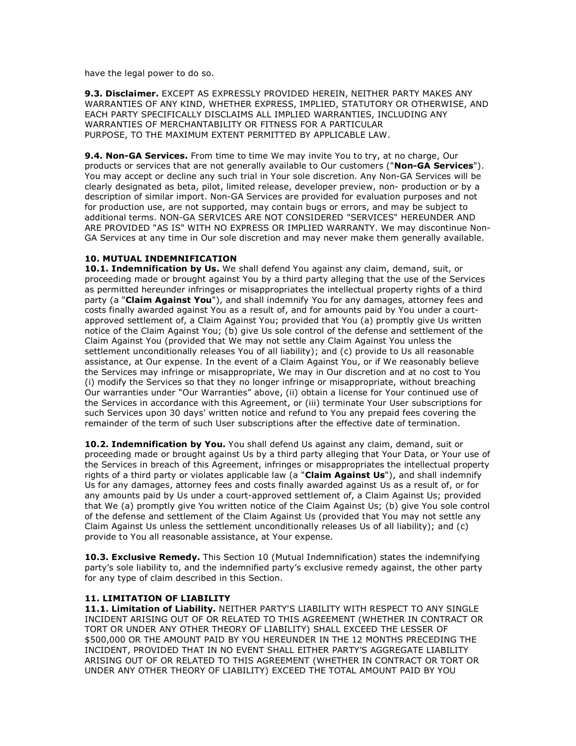have the legal power to do so.

**9.3. Disclaimer.** EXCEPT AS EXPRESSLY PROVIDED HEREIN, NEITHER PARTY MAKES ANY WARRANTIES OF ANY KIND, WHETHER EXPRESS, IMPLIED, STATUTORY OR OTHERWISE, AND EACH PARTY SPECIFICALLY DISCLAIMS ALL IMPLIED WARRANTIES, INCLUDING ANY WARRANTIES OF MERCHANTABILITY OR FITNESS FOR A PARTICULAR PURPOSE, TO THE MAXIMUM EXTENT PERMITTED BY APPLICABLE LAW.

**9.4. Non-GA Services.** From time to time We may invite You to try, at no charge, Our products or services that are not generally available to Our customers ("**Non-GA Services**"). You may accept or decline any such trial in Your sole discretion. Any Non-GA Services will be clearly designated as beta, pilot, limited release, developer preview, non- production or by a description of similar import. Non-GA Services are provided for evaluation purposes and not for production use, are not supported, may contain bugs or errors, and may be subject to additional terms. NON-GA SERVICES ARE NOT CONSIDERED "SERVICES" HEREUNDER AND ARE PROVIDED "AS IS" WITH NO EXPRESS OR IMPLIED WARRANTY. We may discontinue Non-GA Services at any time in Our sole discretion and may never make them generally available.

## 10. MUTUAL INDEMNIFICATION

**10.1. Indemnification by Us.** We shall defend You against any claim, demand, suit, or proceeding made or brought against You by a third party alleging that the use of the Services as permitted hereunder infringes or misappropriates the intellectual property rights of a third party (a "**Claim Against You**"), and shall indemnify You for any damages, attorney fees and costs finally awarded against You as a result of, and for amounts paid by You under a court-approved settlement of, a Claim Against You; provided that You (a) promptly give Us written notice of the Claim Against You; (b) give Us sole control of the defense and settlement of the Claim Against You (provided that We may not settle any Claim Against You unless the settlement unconditionally releases You of all liability); and (c) provide to Us all reasonable assistance, at Our expense. In the event of a Claim Against You, or if We reasonably believe the Services may infringe or misappropriate, We may in Our discretion and at no cost to You (i) modify the Services so that they no longer infringe or misappropriate, without breaching Our warranties under "Our Warranties" above, (ii) obtain a license for Your continued use of the Services in accordance with this Agreement, or (iii) terminate Your User subscriptions for such Services upon 30 days' written notice and refund to You any prepaid fees covering the remainder of the term of such User subscriptions after the effective date of termination.

**10.2. Indemnification by You.** You shall defend Us against any claim, demand, suit or proceeding made or brought against Us by a third party alleging that Your Data, or Your use of the Services in breach of this Agreement, infringes or misappropriates the intellectual property rights of a third party or violates applicable law (a "**Claim Against Us**"), and shall indemnify Us for any damages, attorney fees and costs finally awarded against Us as a result of, or for any amounts paid by Us under a court-approved settlement of, a Claim Against Us; provided that We (a) promptly give You written notice of the Claim Against Us; (b) give You sole control of the defense and settlement of the Claim Against Us (provided that You may not settle any Claim Against Us unless the settlement unconditionally releases Us of all liability); and (c) provide to You all reasonable assistance, at Your expense.

**10.3. Exclusive Remedy.** This Section 10 (Mutual Indemnification) states the indemnifying party's sole liability to, and the indemnified party's exclusive remedy against, the other party for any type of claim described in this Section.

## 11. LIMITATION OF LIABILITY

**11.1. Limitation of Liability.** NEITHER PARTY'S LIABILITY WITH RESPECT TO ANY SINGLE INCIDENT ARISING OUT OF OR RELATED TO THIS AGREEMENT (WHETHER IN CONTRACT OR TORT OR UNDER ANY OTHER THEORY OF LIABILITY) SHALL EXCEED THE LESSER OF $500,000 OR THE AMOUNT PAID BY YOU HEREUNDER IN THE 12 MONTHS PRECEDING THE INCIDENT, PROVIDED THAT IN NO EVENT SHALL EITHER PARTY'S AGGREGATE LIABILITY ARISING OUT OF OR RELATED TO THIS AGREEMENT (WHETHER IN CONTRACT OR TORT OR UNDER ANY OTHER THEORY OF LIABILITY) EXCEED THE TOTAL AMOUNT PAID BY YOU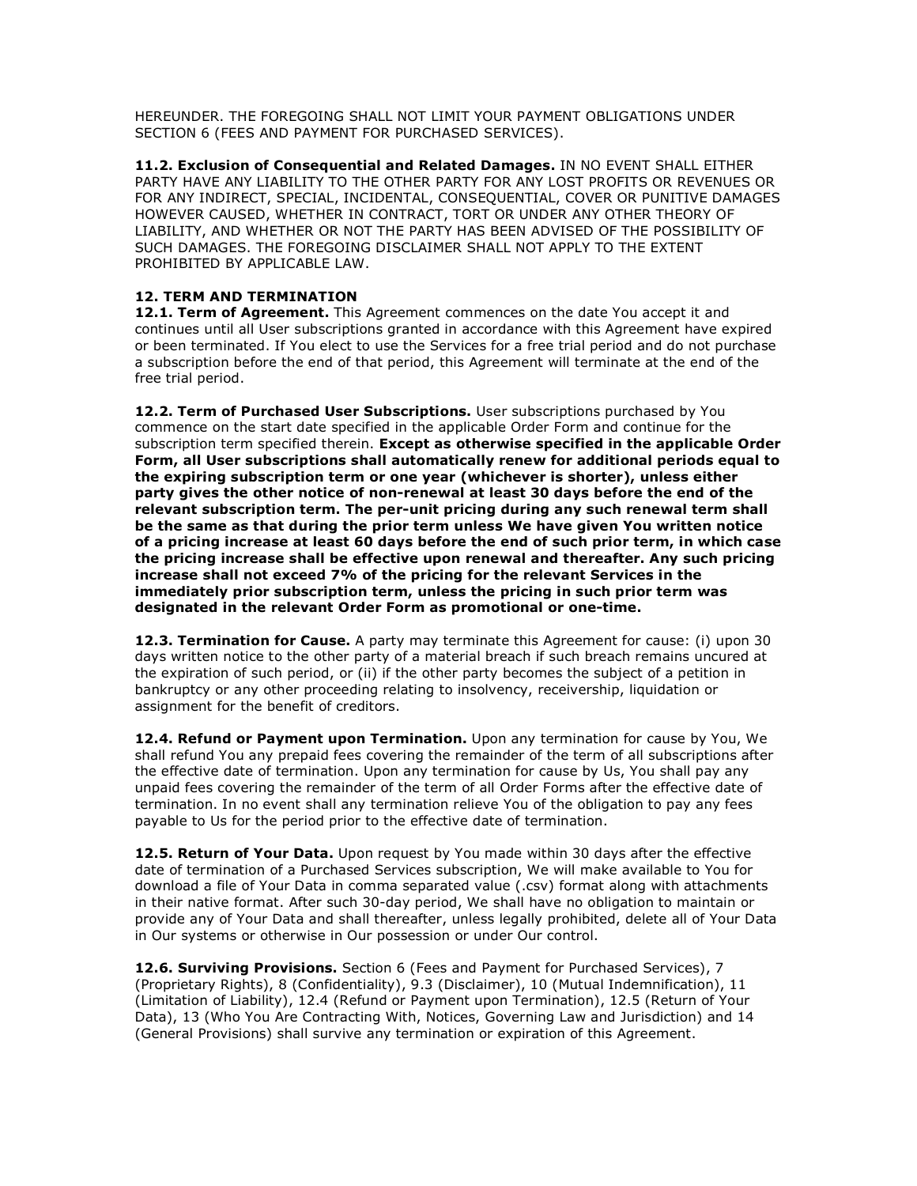HEREUNDER. THE FOREGOING SHALL NOT LIMIT YOUR PAYMENT OBLIGATIONS UNDER SECTION 6 (FEES AND PAYMENT FOR PURCHASED SERVICES).

**11.2. Exclusion of Consequential and Related Damages.** IN NO EVENT SHALL EITHER PARTY HAVE ANY LIABILITY TO THE OTHER PARTY FOR ANY LOST PROFITS OR REVENUES OR FOR ANY INDIRECT, SPECIAL, INCIDENTAL, CONSEQUENTIAL, COVER OR PUNITIVE DAMAGES HOWEVER CAUSED, WHETHER IN CONTRACT, TORT OR UNDER ANY OTHER THEORY OF LIABILITY, AND WHETHER OR NOT THE PARTY HAS BEEN ADVISED OF THE POSSIBILITY OF SUCH DAMAGES. THE FOREGOING DISCLAIMER SHALL NOT APPLY TO THE EXTENT PROHIBITED BY APPLICABLE LAW.

**12. TERM AND TERMINATION**

**12.1. Term of Agreement.** This Agreement commences on the date You accept it and continues until all User subscriptions granted in accordance with this Agreement have expired or been terminated. If You elect to use the Services for a free trial period and do not purchase a subscription before the end of that period, this Agreement will terminate at the end of the free trial period.

**12.2. Term of Purchased User Subscriptions.** User subscriptions purchased by You commence on the start date specified in the applicable Order Form and continue for the subscription term specified therein. **Except as otherwise specified in the applicable Order Form, all User subscriptions shall automatically renew for additional periods equal to the expiring subscription term or one year (whichever is shorter), unless either party gives the other notice of non-renewal at least 30 days before the end of the relevant subscription term. The per-unit pricing during any such renewal term shall be the same as that during the prior term unless We have given You written notice of a pricing increase at least 60 days before the end of such prior term, in which case the pricing increase shall be effective upon renewal and thereafter. Any such pricing increase shall not exceed 7% of the pricing for the relevant Services in the immediately prior subscription term, unless the pricing in such prior term was designated in the relevant Order Form as promotional or one-time.**

**12.3. Termination for Cause.** A party may terminate this Agreement for cause: (i) upon 30 days written notice to the other party of a material breach if such breach remains uncured at the expiration of such period, or (ii) if the other party becomes the subject of a petition in bankruptcy or any other proceeding relating to insolvency, receivership, liquidation or assignment for the benefit of creditors.

**12.4. Refund or Payment upon Termination.** Upon any termination for cause by You, We shall refund You any prepaid fees covering the remainder of the term of all subscriptions after the effective date of termination. Upon any termination for cause by Us, You shall pay any unpaid fees covering the remainder of the term of all Order Forms after the effective date of termination. In no event shall any termination relieve You of the obligation to pay any fees payable to Us for the period prior to the effective date of termination.

**12.5. Return of Your Data.** Upon request by You made within 30 days after the effective date of termination of a Purchased Services subscription, We will make available to You for download a file of Your Data in comma separated value (.csv) format along with attachments in their native format. After such 30-day period, We shall have no obligation to maintain or provide any of Your Data and shall thereafter, unless legally prohibited, delete all of Your Data in Our systems or otherwise in Our possession or under Our control.

**12.6. Surviving Provisions.** Section 6 (Fees and Payment for Purchased Services), 7 (Proprietary Rights), 8 (Confidentiality), 9.3 (Disclaimer), 10 (Mutual Indemnification), 11 (Limitation of Liability), 12.4 (Refund or Payment upon Termination), 12.5 (Return of Your Data), 13 (Who You Are Contracting With, Notices, Governing Law and Jurisdiction) and 14 (General Provisions) shall survive any termination or expiration of this Agreement.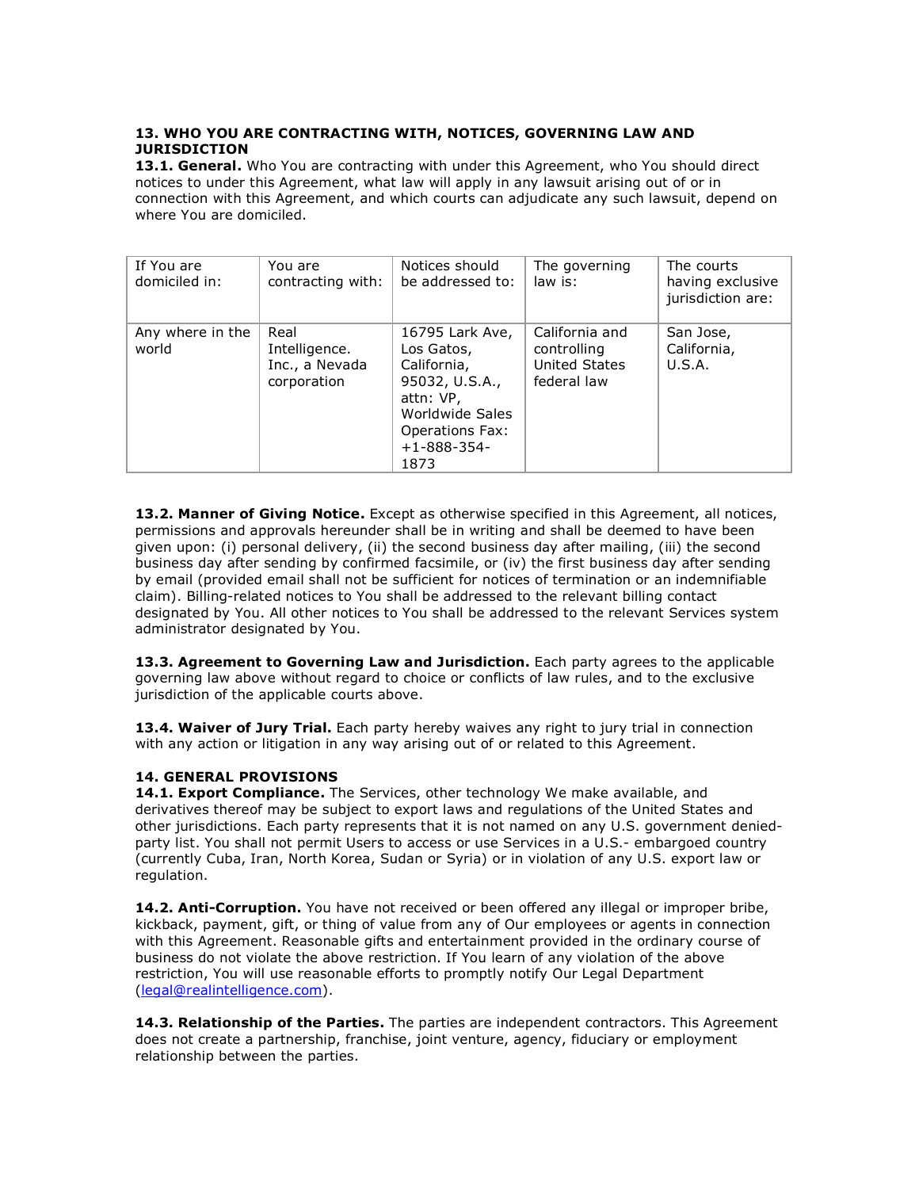**13. WHO YOU ARE CONTRACTING WITH, NOTICES, GOVERNING LAW AND JURISDICTION**

**13.1. General.** Who You are contracting with under this Agreement, who You should direct notices to under this Agreement, what law will apply in any lawsuit arising out of or in connection with this Agreement, and which courts can adjudicate any such lawsuit, depend on where You are domiciled.

| If You are domiciled in: | You are contracting with: | Notices should be addressed to: | The governing law is: | The courts having exclusive jurisdiction are: |
|---|---|---|---|---|
| Any where in the world | Real Intelligence. Inc., a Nevada corporation | 16795 Lark Ave, Los Gatos, California, 95032, U.S.A., attn: VP, Worldwide Sales Operations Fax: +1-888-354-1873 | California and controlling United States federal law | San Jose, California, U.S.A. |

**13.2. Manner of Giving Notice.** Except as otherwise specified in this Agreement, all notices, permissions and approvals hereunder shall be in writing and shall be deemed to have been given upon: (i) personal delivery, (ii) the second business day after mailing, (iii) the second business day after sending by confirmed facsimile, or (iv) the first business day after sending by email (provided email shall not be sufficient for notices of termination or an indemnifiable claim). Billing-related notices to You shall be addressed to the relevant billing contact designated by You. All other notices to You shall be addressed to the relevant Services system administrator designated by You.

**13.3. Agreement to Governing Law and Jurisdiction.** Each party agrees to the applicable governing law above without regard to choice or conflicts of law rules, and to the exclusive jurisdiction of the applicable courts above.

**13.4. Waiver of Jury Trial.** Each party hereby waives any right to jury trial in connection with any action or litigation in any way arising out of or related to this Agreement.

**14. GENERAL PROVISIONS**

**14.1. Export Compliance.** The Services, other technology We make available, and derivatives thereof may be subject to export laws and regulations of the United States and other jurisdictions. Each party represents that it is not named on any U.S. government denied-party list. You shall not permit Users to access or use Services in a U.S.- embargoed country (currently Cuba, Iran, North Korea, Sudan or Syria) or in violation of any U.S. export law or regulation.

**14.2. Anti-Corruption.** You have not received or been offered any illegal or improper bribe, kickback, payment, gift, or thing of value from any of Our employees or agents in connection with this Agreement. Reasonable gifts and entertainment provided in the ordinary course of business do not violate the above restriction. If You learn of any violation of the above restriction, You will use reasonable efforts to promptly notify Our Legal Department (legal@realintelligence.com).

**14.3. Relationship of the Parties.** The parties are independent contractors. This Agreement does not create a partnership, franchise, joint venture, agency, fiduciary or employment relationship between the parties.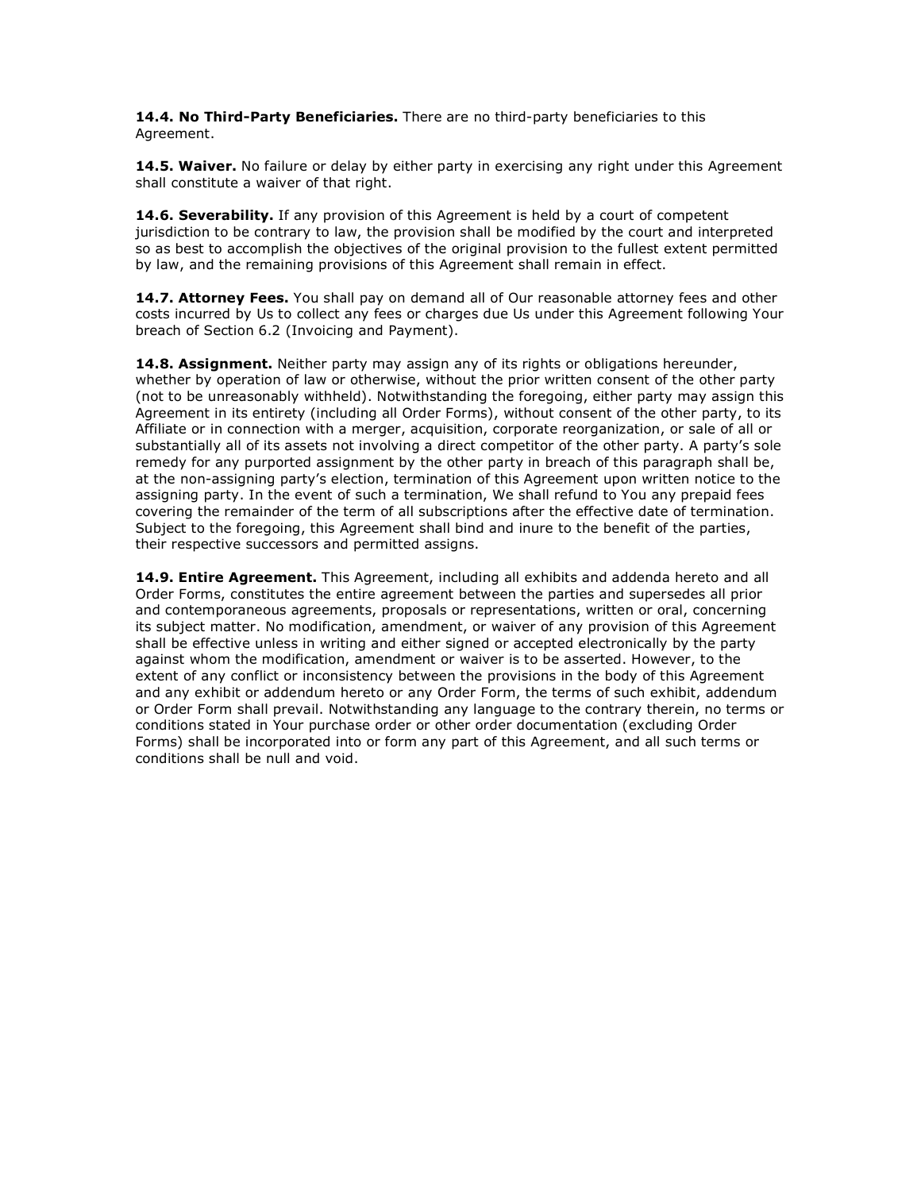**14.4. No Third-Party Beneficiaries.** There are no third-party beneficiaries to this Agreement.

**14.5. Waiver.** No failure or delay by either party in exercising any right under this Agreement shall constitute a waiver of that right.

**14.6. Severability.** If any provision of this Agreement is held by a court of competent jurisdiction to be contrary to law, the provision shall be modified by the court and interpreted so as best to accomplish the objectives of the original provision to the fullest extent permitted by law, and the remaining provisions of this Agreement shall remain in effect.

**14.7. Attorney Fees.** You shall pay on demand all of Our reasonable attorney fees and other costs incurred by Us to collect any fees or charges due Us under this Agreement following Your breach of Section 6.2 (Invoicing and Payment).

**14.8. Assignment.** Neither party may assign any of its rights or obligations hereunder, whether by operation of law or otherwise, without the prior written consent of the other party (not to be unreasonably withheld). Notwithstanding the foregoing, either party may assign this Agreement in its entirety (including all Order Forms), without consent of the other party, to its Affiliate or in connection with a merger, acquisition, corporate reorganization, or sale of all or substantially all of its assets not involving a direct competitor of the other party. A party's sole remedy for any purported assignment by the other party in breach of this paragraph shall be, at the non-assigning party's election, termination of this Agreement upon written notice to the assigning party. In the event of such a termination, We shall refund to You any prepaid fees covering the remainder of the term of all subscriptions after the effective date of termination. Subject to the foregoing, this Agreement shall bind and inure to the benefit of the parties, their respective successors and permitted assigns.

**14.9. Entire Agreement.** This Agreement, including all exhibits and addenda hereto and all Order Forms, constitutes the entire agreement between the parties and supersedes all prior and contemporaneous agreements, proposals or representations, written or oral, concerning its subject matter. No modification, amendment, or waiver of any provision of this Agreement shall be effective unless in writing and either signed or accepted electronically by the party against whom the modification, amendment or waiver is to be asserted. However, to the extent of any conflict or inconsistency between the provisions in the body of this Agreement and any exhibit or addendum hereto or any Order Form, the terms of such exhibit, addendum or Order Form shall prevail. Notwithstanding any language to the contrary therein, no terms or conditions stated in Your purchase order or other order documentation (excluding Order Forms) shall be incorporated into or form any part of this Agreement, and all such terms or conditions shall be null and void.